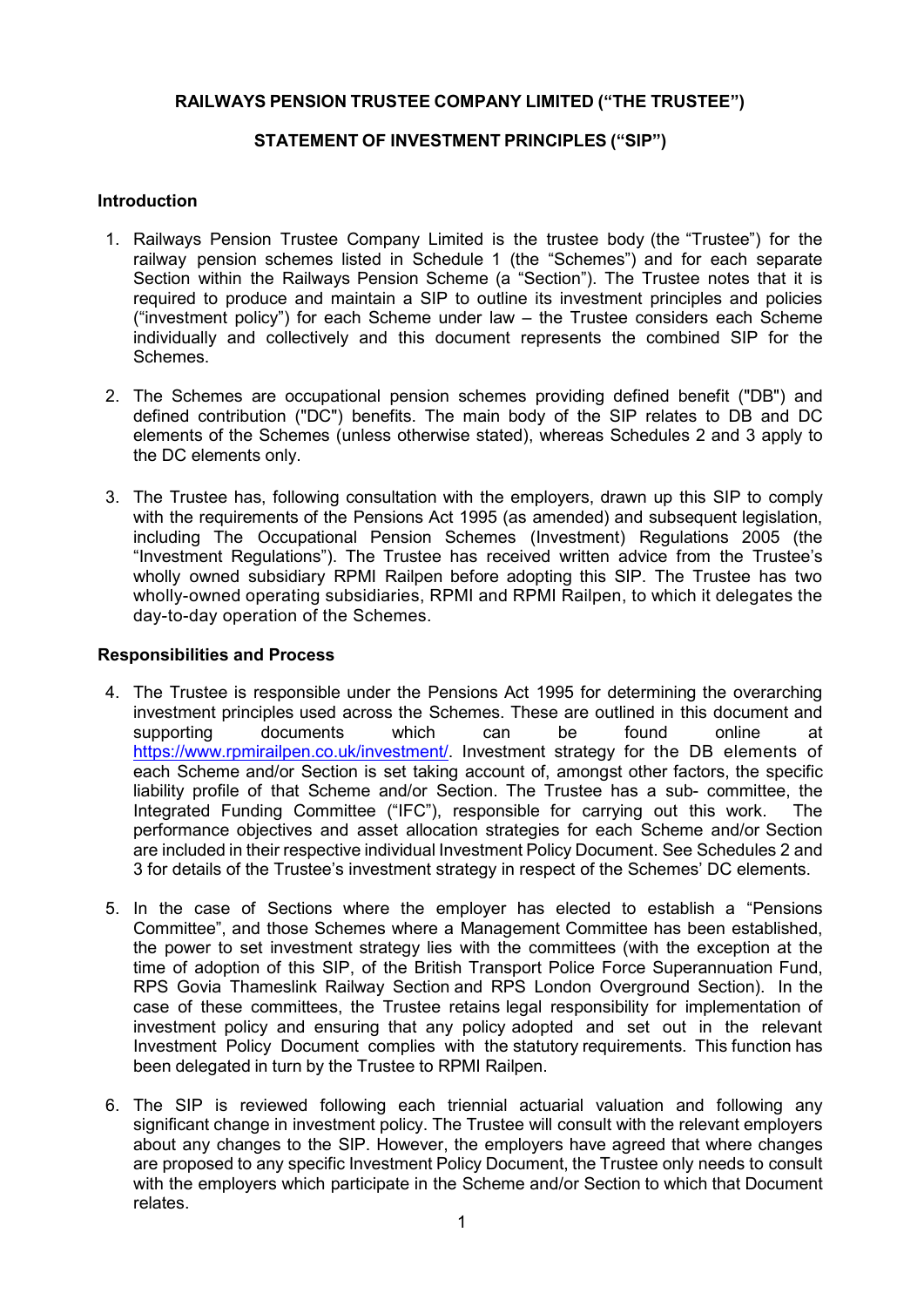**RAILWAYS PENSION TRUSTEE COMPANY LIMITED ("THE TRUSTEE")**

**STATEMENT OF INVESTMENT PRINCIPLES ("SIP")**

**Introduction**

1. Railways Pension Trustee Company Limited is the trustee body (the "Trustee") for the railway pension schemes listed in Schedule 1 (the "Schemes") and for each separate Section within the Railways Pension Scheme (a "Section"). The Trustee notes that it is required to produce and maintain a SIP to outline its investment principles and policies ("investment policy") for each Scheme under law – the Trustee considers each Scheme individually and collectively and this document represents the combined SIP for the Schemes.

2. The Schemes are occupational pension schemes providing defined benefit ("DB") and defined contribution ("DC") benefits. The main body of the SIP relates to DB and DC elements of the Schemes (unless otherwise stated), whereas Schedules 2 and 3 apply to the DC elements only.

3. The Trustee has, following consultation with the employers, drawn up this SIP to comply with the requirements of the Pensions Act 1995 (as amended) and subsequent legislation, including The Occupational Pension Schemes (Investment) Regulations 2005 (the "Investment Regulations"). The Trustee has received written advice from the Trustee's wholly owned subsidiary RPMI Railpen before adopting this SIP. The Trustee has two wholly-owned operating subsidiaries, RPMI and RPMI Railpen, to which it delegates the day-to-day operation of the Schemes.

**Responsibilities and Process**

4. The Trustee is responsible under the Pensions Act 1995 for determining the overarching investment principles used across the Schemes. These are outlined in this document and supporting documents which can be found online at https://www.rpmirailpen.co.uk/investment/. Investment strategy for the DB elements of each Scheme and/or Section is set taking account of, amongst other factors, the specific liability profile of that Scheme and/or Section. The Trustee has a sub- committee, the Integrated Funding Committee ("IFC"), responsible for carrying out this work. The performance objectives and asset allocation strategies for each Scheme and/or Section are included in their respective individual Investment Policy Document. See Schedules 2 and 3 for details of the Trustee's investment strategy in respect of the Schemes' DC elements.

5. In the case of Sections where the employer has elected to establish a "Pensions Committee", and those Schemes where a Management Committee has been established, the power to set investment strategy lies with the committees (with the exception at the time of adoption of this SIP, of the British Transport Police Force Superannuation Fund, RPS Govia Thameslink Railway Section and RPS London Overground Section). In the case of these committees, the Trustee retains legal responsibility for implementation of investment policy and ensuring that any policy adopted and set out in the relevant Investment Policy Document complies with the statutory requirements. This function has been delegated in turn by the Trustee to RPMI Railpen.

6. The SIP is reviewed following each triennial actuarial valuation and following any significant change in investment policy. The Trustee will consult with the relevant employers about any changes to the SIP. However, the employers have agreed that where changes are proposed to any specific Investment Policy Document, the Trustee only needs to consult with the employers which participate in the Scheme and/or Section to which that Document relates.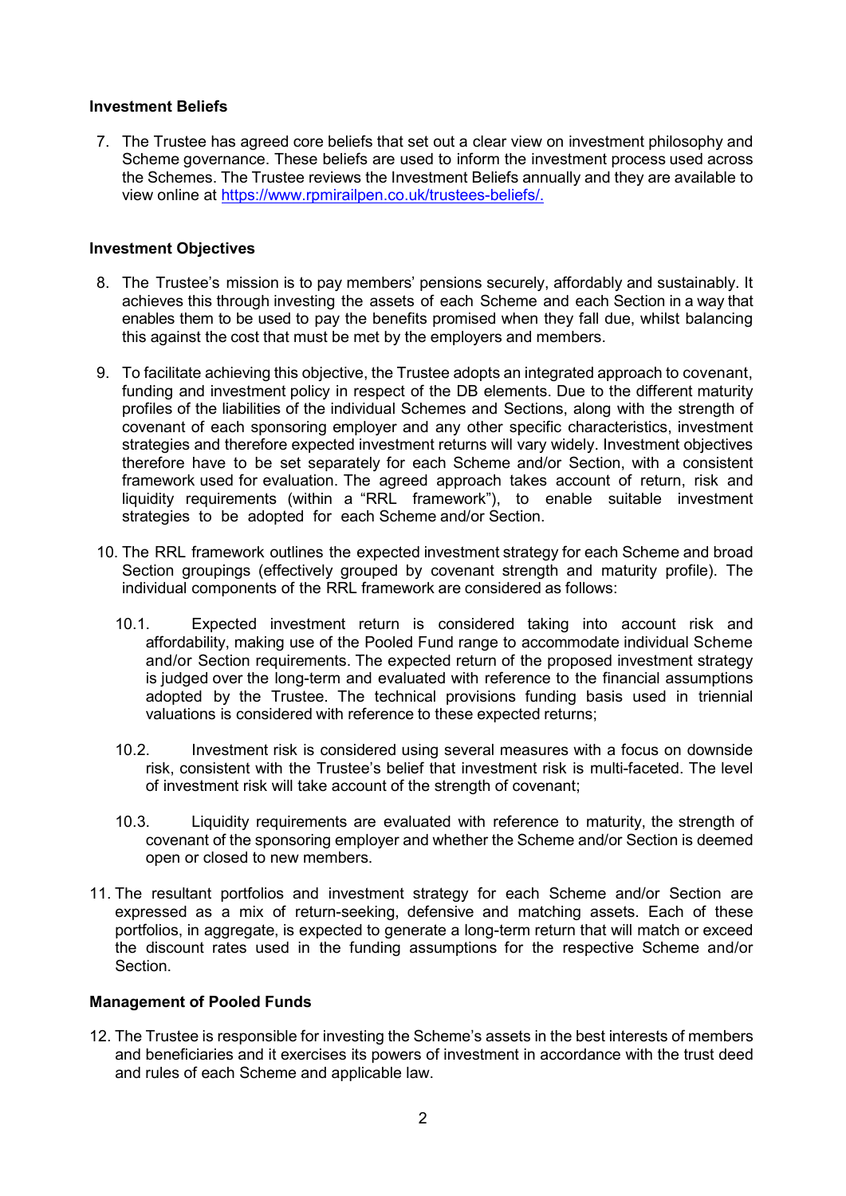## Investment Beliefs

7. The Trustee has agreed core beliefs that set out a clear view on investment philosophy and Scheme governance. These beliefs are used to inform the investment process used across the Schemes. The Trustee reviews the Investment Beliefs annually and they are available to view online at https://www.rpmirailpen.co.uk/trustees-beliefs/.

## Investment Objectives

8. The Trustee's mission is to pay members' pensions securely, affordably and sustainably. It achieves this through investing the assets of each Scheme and each Section in a way that enables them to be used to pay the benefits promised when they fall due, whilst balancing this against the cost that must be met by the employers and members.

9. To facilitate achieving this objective, the Trustee adopts an integrated approach to covenant, funding and investment policy in respect of the DB elements. Due to the different maturity profiles of the liabilities of the individual Schemes and Sections, along with the strength of covenant of each sponsoring employer and any other specific characteristics, investment strategies and therefore expected investment returns will vary widely. Investment objectives therefore have to be set separately for each Scheme and/or Section, with a consistent framework used for evaluation. The agreed approach takes account of return, risk and liquidity requirements (within a "RRL framework"), to enable suitable investment strategies to be adopted for each Scheme and/or Section.

10. The RRL framework outlines the expected investment strategy for each Scheme and broad Section groupings (effectively grouped by covenant strength and maturity profile). The individual components of the RRL framework are considered as follows:

    10.1. Expected investment return is considered taking into account risk and affordability, making use of the Pooled Fund range to accommodate individual Scheme and/or Section requirements. The expected return of the proposed investment strategy is judged over the long-term and evaluated with reference to the financial assumptions adopted by the Trustee. The technical provisions funding basis used in triennial valuations is considered with reference to these expected returns;

    10.2. Investment risk is considered using several measures with a focus on downside risk, consistent with the Trustee's belief that investment risk is multi-faceted. The level of investment risk will take account of the strength of covenant;

    10.3. Liquidity requirements are evaluated with reference to maturity, the strength of covenant of the sponsoring employer and whether the Scheme and/or Section is deemed open or closed to new members.

11. The resultant portfolios and investment strategy for each Scheme and/or Section are expressed as a mix of return-seeking, defensive and matching assets. Each of these portfolios, in aggregate, is expected to generate a long-term return that will match or exceed the discount rates used in the funding assumptions for the respective Scheme and/or Section.

## Management of Pooled Funds

12. The Trustee is responsible for investing the Scheme's assets in the best interests of members and beneficiaries and it exercises its powers of investment in accordance with the trust deed and rules of each Scheme and applicable law.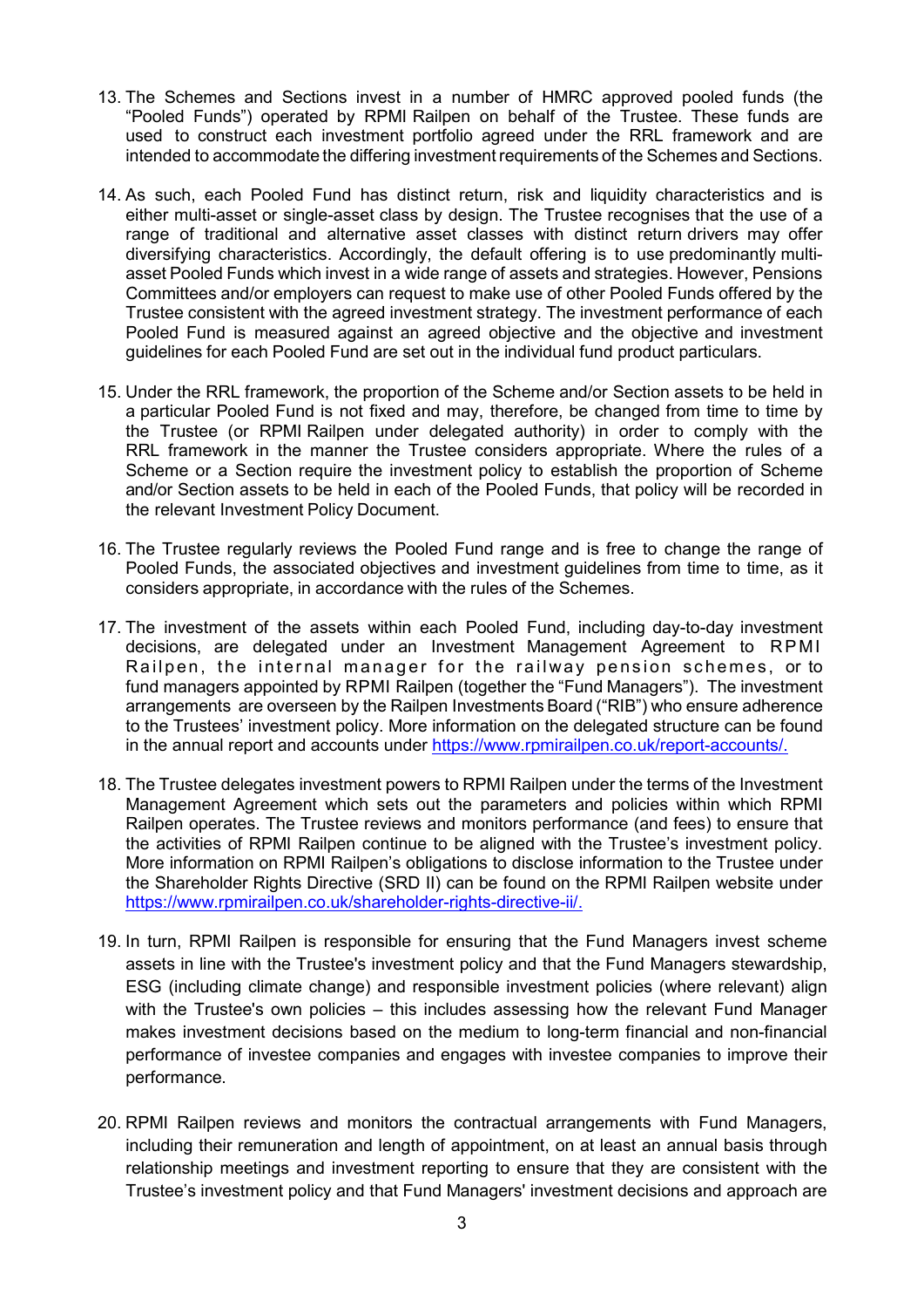13. The Schemes and Sections invest in a number of HMRC approved pooled funds (the "Pooled Funds") operated by RPMI Railpen on behalf of the Trustee. These funds are used to construct each investment portfolio agreed under the RRL framework and are intended to accommodate the differing investment requirements of the Schemes and Sections.

14. As such, each Pooled Fund has distinct return, risk and liquidity characteristics and is either multi-asset or single-asset class by design. The Trustee recognises that the use of a range of traditional and alternative asset classes with distinct return drivers may offer diversifying characteristics. Accordingly, the default offering is to use predominantly multi-asset Pooled Funds which invest in a wide range of assets and strategies. However, Pensions Committees and/or employers can request to make use of other Pooled Funds offered by the Trustee consistent with the agreed investment strategy. The investment performance of each Pooled Fund is measured against an agreed objective and the objective and investment guidelines for each Pooled Fund are set out in the individual fund product particulars.

15. Under the RRL framework, the proportion of the Scheme and/or Section assets to be held in a particular Pooled Fund is not fixed and may, therefore, be changed from time to time by the Trustee (or RPMI Railpen under delegated authority) in order to comply with the RRL framework in the manner the Trustee considers appropriate. Where the rules of a Scheme or a Section require the investment policy to establish the proportion of Scheme and/or Section assets to be held in each of the Pooled Funds, that policy will be recorded in the relevant Investment Policy Document.

16. The Trustee regularly reviews the Pooled Fund range and is free to change the range of Pooled Funds, the associated objectives and investment guidelines from time to time, as it considers appropriate, in accordance with the rules of the Schemes.

17. The investment of the assets within each Pooled Fund, including day-to-day investment decisions, are delegated under an Investment Management Agreement to RPMI Railpen, the internal manager for the railway pension schemes, or to fund managers appointed by RPMI Railpen (together the "Fund Managers"). The investment arrangements are overseen by the Railpen Investments Board ("RIB") who ensure adherence to the Trustees' investment policy. More information on the delegated structure can be found in the annual report and accounts under https://www.rpmirailpen.co.uk/report-accounts/.

18. The Trustee delegates investment powers to RPMI Railpen under the terms of the Investment Management Agreement which sets out the parameters and policies within which RPMI Railpen operates. The Trustee reviews and monitors performance (and fees) to ensure that the activities of RPMI Railpen continue to be aligned with the Trustee's investment policy. More information on RPMI Railpen's obligations to disclose information to the Trustee under the Shareholder Rights Directive (SRD II) can be found on the RPMI Railpen website under https://www.rpmirailpen.co.uk/shareholder-rights-directive-ii/.

19. In turn, RPMI Railpen is responsible for ensuring that the Fund Managers invest scheme assets in line with the Trustee's investment policy and that the Fund Managers stewardship, ESG (including climate change) and responsible investment policies (where relevant) align with the Trustee's own policies – this includes assessing how the relevant Fund Manager makes investment decisions based on the medium to long-term financial and non-financial performance of investee companies and engages with investee companies to improve their performance.

20. RPMI Railpen reviews and monitors the contractual arrangements with Fund Managers, including their remuneration and length of appointment, on at least an annual basis through relationship meetings and investment reporting to ensure that they are consistent with the Trustee's investment policy and that Fund Managers' investment decisions and approach are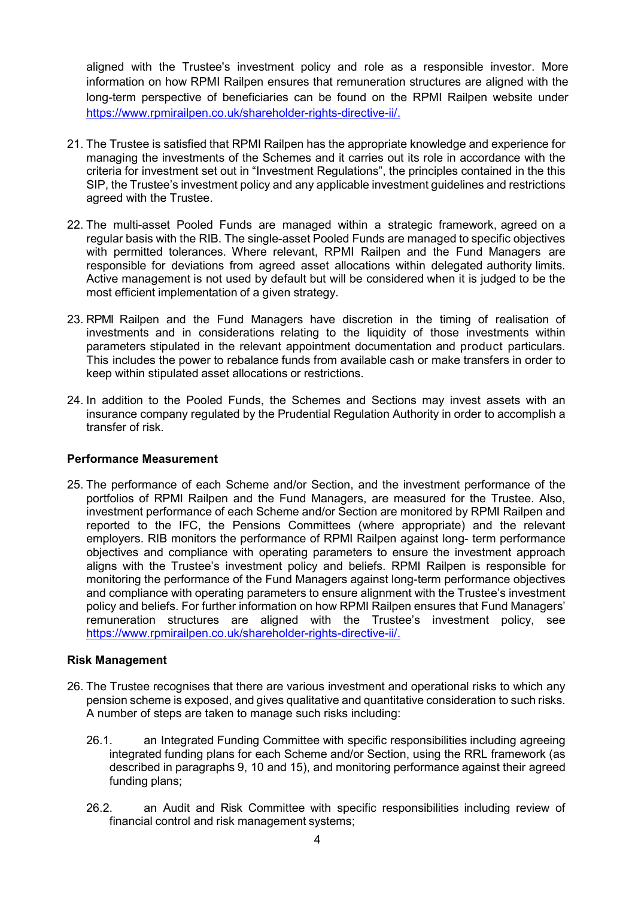aligned with the Trustee's investment policy and role as a responsible investor. More information on how RPMI Railpen ensures that remuneration structures are aligned with the long-term perspective of beneficiaries can be found on the RPMI Railpen website under [https://www.rpmirailpen.co.uk/shareholder-rights-directive-ii/](https://www.rpmirailpen.co.uk/shareholder-rights-directive-ii/).

21. The Trustee is satisfied that RPMI Railpen has the appropriate knowledge and experience for managing the investments of the Schemes and it carries out its role in accordance with the criteria for investment set out in "Investment Regulations", the principles contained in the this SIP, the Trustee's investment policy and any applicable investment guidelines and restrictions agreed with the Trustee.

22. The multi-asset Pooled Funds are managed within a strategic framework, agreed on a regular basis with the RIB. The single-asset Pooled Funds are managed to specific objectives with permitted tolerances. Where relevant, RPMI Railpen and the Fund Managers are responsible for deviations from agreed asset allocations within delegated authority limits. Active management is not used by default but will be considered when it is judged to be the most efficient implementation of a given strategy.

23. RPMI Railpen and the Fund Managers have discretion in the timing of realisation of investments and in considerations relating to the liquidity of those investments within parameters stipulated in the relevant appointment documentation and product particulars. This includes the power to rebalance funds from available cash or make transfers in order to keep within stipulated asset allocations or restrictions.

24. In addition to the Pooled Funds, the Schemes and Sections may invest assets with an insurance company regulated by the Prudential Regulation Authority in order to accomplish a transfer of risk.

**Performance Measurement**

25. The performance of each Scheme and/or Section, and the investment performance of the portfolios of RPMI Railpen and the Fund Managers, are measured for the Trustee. Also, investment performance of each Scheme and/or Section are monitored by RPMI Railpen and reported to the IFC, the Pensions Committees (where appropriate) and the relevant employers. RIB monitors the performance of RPMI Railpen against long- term performance objectives and compliance with operating parameters to ensure the investment approach aligns with the Trustee's investment policy and beliefs. RPMI Railpen is responsible for monitoring the performance of the Fund Managers against long-term performance objectives and compliance with operating parameters to ensure alignment with the Trustee's investment policy and beliefs. For further information on how RPMI Railpen ensures that Fund Managers' remuneration structures are aligned with the Trustee's investment policy, see [https://www.rpmirailpen.co.uk/shareholder-rights-directive-ii/](https://www.rpmirailpen.co.uk/shareholder-rights-directive-ii/).

**Risk Management**

26. The Trustee recognises that there are various investment and operational risks to which any pension scheme is exposed, and gives qualitative and quantitative consideration to such risks. A number of steps are taken to manage such risks including:

    26.1. an Integrated Funding Committee with specific responsibilities including agreeing integrated funding plans for each Scheme and/or Section, using the RRL framework (as described in paragraphs 9, 10 and 15), and monitoring performance against their agreed funding plans;

    26.2. an Audit and Risk Committee with specific responsibilities including review of financial control and risk management systems;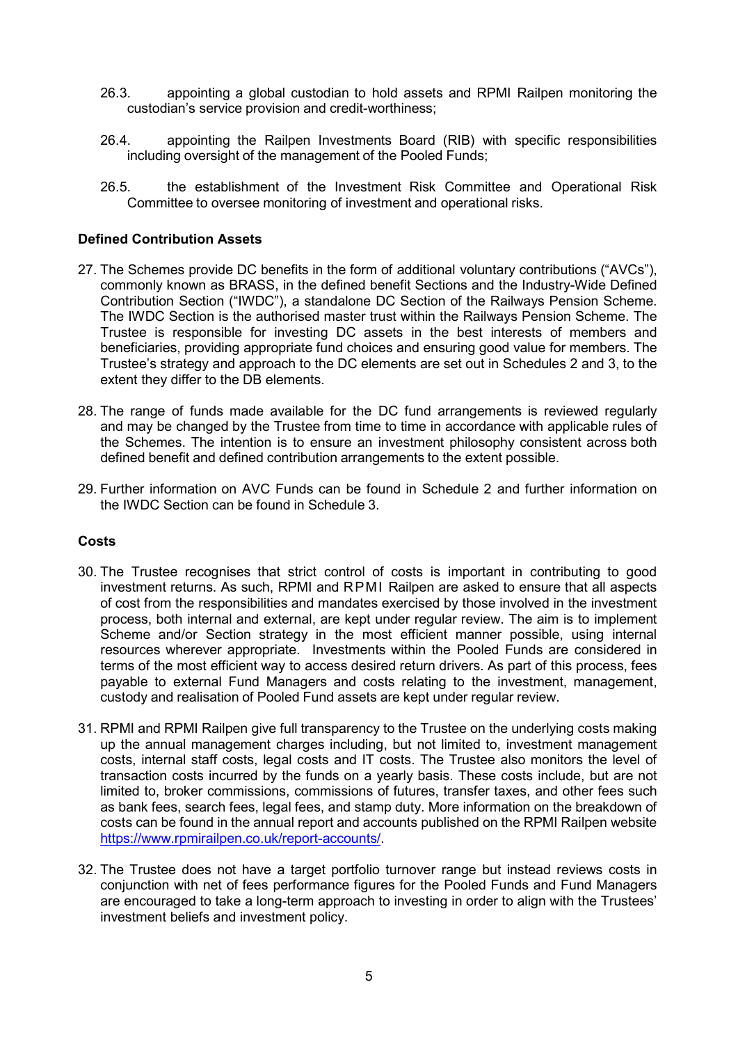26.3. appointing a global custodian to hold assets and RPMI Railpen monitoring the custodian's service provision and credit-worthiness;

26.4. appointing the Railpen Investments Board (RIB) with specific responsibilities including oversight of the management of the Pooled Funds;

26.5. the establishment of the Investment Risk Committee and Operational Risk Committee to oversee monitoring of investment and operational risks.

**Defined Contribution Assets**

27. The Schemes provide DC benefits in the form of additional voluntary contributions ("AVCs"), commonly known as BRASS, in the defined benefit Sections and the Industry-Wide Defined Contribution Section ("IWDC"), a standalone DC Section of the Railways Pension Scheme. The IWDC Section is the authorised master trust within the Railways Pension Scheme. The Trustee is responsible for investing DC assets in the best interests of members and beneficiaries, providing appropriate fund choices and ensuring good value for members. The Trustee's strategy and approach to the DC elements are set out in Schedules 2 and 3, to the extent they differ to the DB elements.

28. The range of funds made available for the DC fund arrangements is reviewed regularly and may be changed by the Trustee from time to time in accordance with applicable rules of the Schemes. The intention is to ensure an investment philosophy consistent across both defined benefit and defined contribution arrangements to the extent possible.

29. Further information on AVC Funds can be found in Schedule 2 and further information on the IWDC Section can be found in Schedule 3.

**Costs**

30. The Trustee recognises that strict control of costs is important in contributing to good investment returns. As such, RPMI and RPMI Railpen are asked to ensure that all aspects of cost from the responsibilities and mandates exercised by those involved in the investment process, both internal and external, are kept under regular review. The aim is to implement Scheme and/or Section strategy in the most efficient manner possible, using internal resources wherever appropriate. Investments within the Pooled Funds are considered in terms of the most efficient way to access desired return drivers. As part of this process, fees payable to external Fund Managers and costs relating to the investment, management, custody and realisation of Pooled Fund assets are kept under regular review.

31. RPMI and RPMI Railpen give full transparency to the Trustee on the underlying costs making up the annual management charges including, but not limited to, investment management costs, internal staff costs, legal costs and IT costs. The Trustee also monitors the level of transaction costs incurred by the funds on a yearly basis. These costs include, but are not limited to, broker commissions, commissions of futures, transfer taxes, and other fees such as bank fees, search fees, legal fees, and stamp duty. More information on the breakdown of costs can be found in the annual report and accounts published on the RPMI Railpen website https://www.rpmirailpen.co.uk/report-accounts/.

32. The Trustee does not have a target portfolio turnover range but instead reviews costs in conjunction with net of fees performance figures for the Pooled Funds and Fund Managers are encouraged to take a long-term approach to investing in order to align with the Trustees' investment beliefs and investment policy.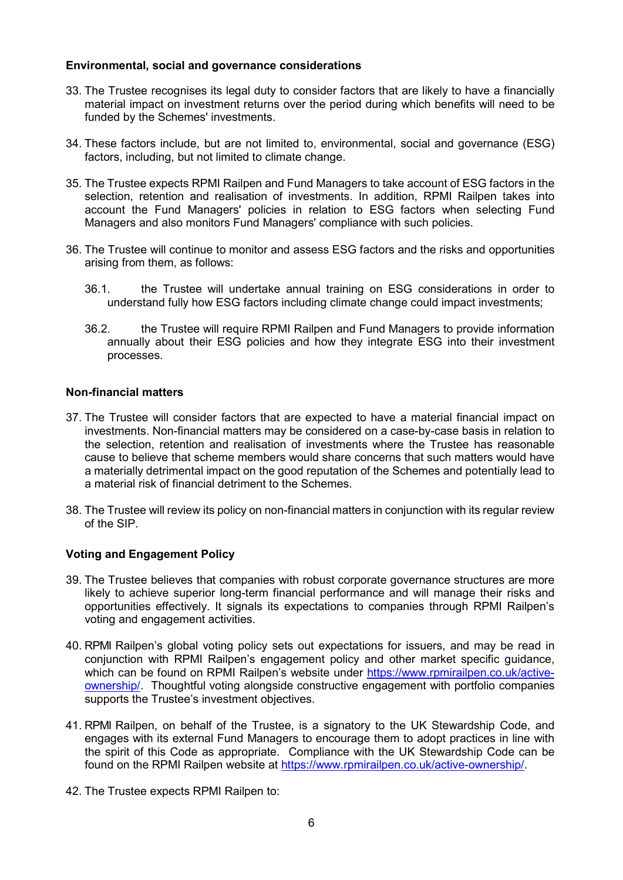**Environmental, social and governance considerations**

33. The Trustee recognises its legal duty to consider factors that are likely to have a financially material impact on investment returns over the period during which benefits will need to be funded by the Schemes' investments.

34. These factors include, but are not limited to, environmental, social and governance (ESG) factors, including, but not limited to climate change.

35. The Trustee expects RPMI Railpen and Fund Managers to take account of ESG factors in the selection, retention and realisation of investments. In addition, RPMI Railpen takes into account the Fund Managers' policies in relation to ESG factors when selecting Fund Managers and also monitors Fund Managers' compliance with such policies.

36. The Trustee will continue to monitor and assess ESG factors and the risks and opportunities arising from them, as follows:

    36.1. the Trustee will undertake annual training on ESG considerations in order to understand fully how ESG factors including climate change could impact investments;

    36.2. the Trustee will require RPMI Railpen and Fund Managers to provide information annually about their ESG policies and how they integrate ESG into their investment processes.

**Non-financial matters**

37. The Trustee will consider factors that are expected to have a material financial impact on investments. Non-financial matters may be considered on a case-by-case basis in relation to the selection, retention and realisation of investments where the Trustee has reasonable cause to believe that scheme members would share concerns that such matters would have a materially detrimental impact on the good reputation of the Schemes and potentially lead to a material risk of financial detriment to the Schemes.

38. The Trustee will review its policy on non-financial matters in conjunction with its regular review of the SIP.

**Voting and Engagement Policy**

39. The Trustee believes that companies with robust corporate governance structures are more likely to achieve superior long-term financial performance and will manage their risks and opportunities effectively. It signals its expectations to companies through RPMI Railpen's voting and engagement activities.

40. RPMI Railpen's global voting policy sets out expectations for issuers, and may be read in conjunction with RPMI Railpen's engagement policy and other market specific guidance, which can be found on RPMI Railpen's website under [https://www.rpmirailpen.co.uk/active-ownership/](https://www.rpmirailpen.co.uk/active-ownership/). Thoughtful voting alongside constructive engagement with portfolio companies supports the Trustee's investment objectives.

41. RPMI Railpen, on behalf of the Trustee, is a signatory to the UK Stewardship Code, and engages with its external Fund Managers to encourage them to adopt practices in line with the spirit of this Code as appropriate. Compliance with the UK Stewardship Code can be found on the RPMI Railpen website at [https://www.rpmirailpen.co.uk/active-ownership/](https://www.rpmirailpen.co.uk/active-ownership/).

42. The Trustee expects RPMI Railpen to: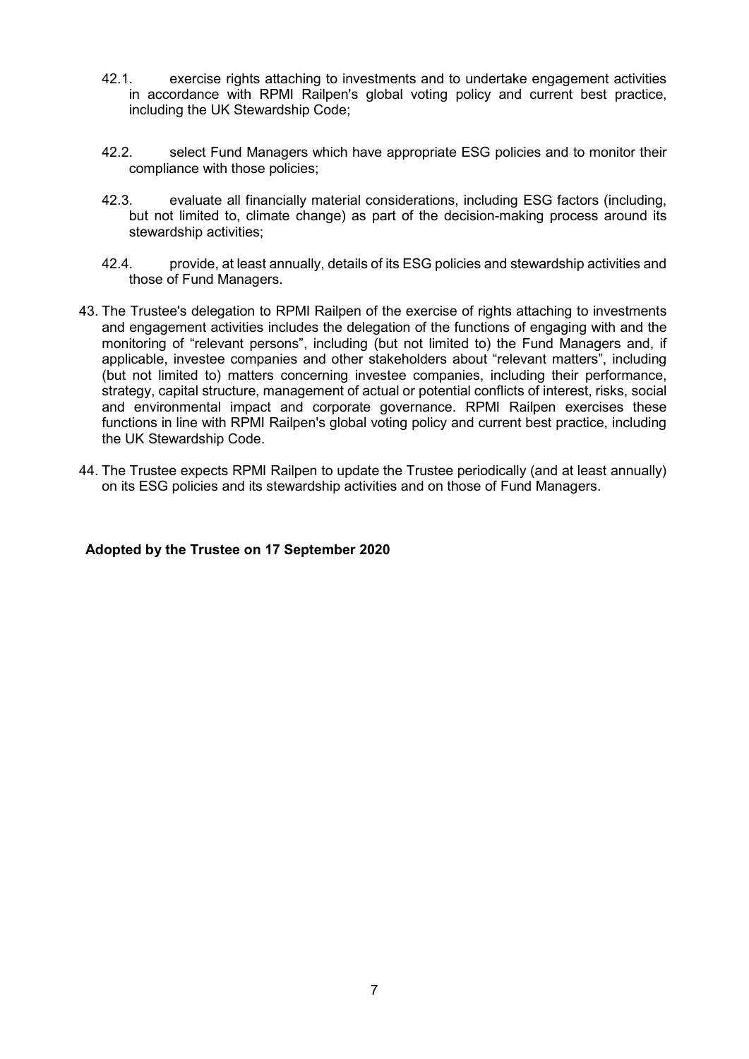42.1. exercise rights attaching to investments and to undertake engagement activities in accordance with RPMI Railpen's global voting policy and current best practice, including the UK Stewardship Code;

42.2. select Fund Managers which have appropriate ESG policies and to monitor their compliance with those policies;

42.3. evaluate all financially material considerations, including ESG factors (including, but not limited to, climate change) as part of the decision-making process around its stewardship activities;

42.4. provide, at least annually, details of its ESG policies and stewardship activities and those of Fund Managers.

43. The Trustee's delegation to RPMI Railpen of the exercise of rights attaching to investments and engagement activities includes the delegation of the functions of engaging with and the monitoring of "relevant persons", including (but not limited to) the Fund Managers and, if applicable, investee companies and other stakeholders about "relevant matters", including (but not limited to) matters concerning investee companies, including their performance, strategy, capital structure, management of actual or potential conflicts of interest, risks, social and environmental impact and corporate governance. RPMI Railpen exercises these functions in line with RPMI Railpen's global voting policy and current best practice, including the UK Stewardship Code.

44. The Trustee expects RPMI Railpen to update the Trustee periodically (and at least annually) on its ESG policies and its stewardship activities and on those of Fund Managers.

**Adopted by the Trustee on 17 September 2020**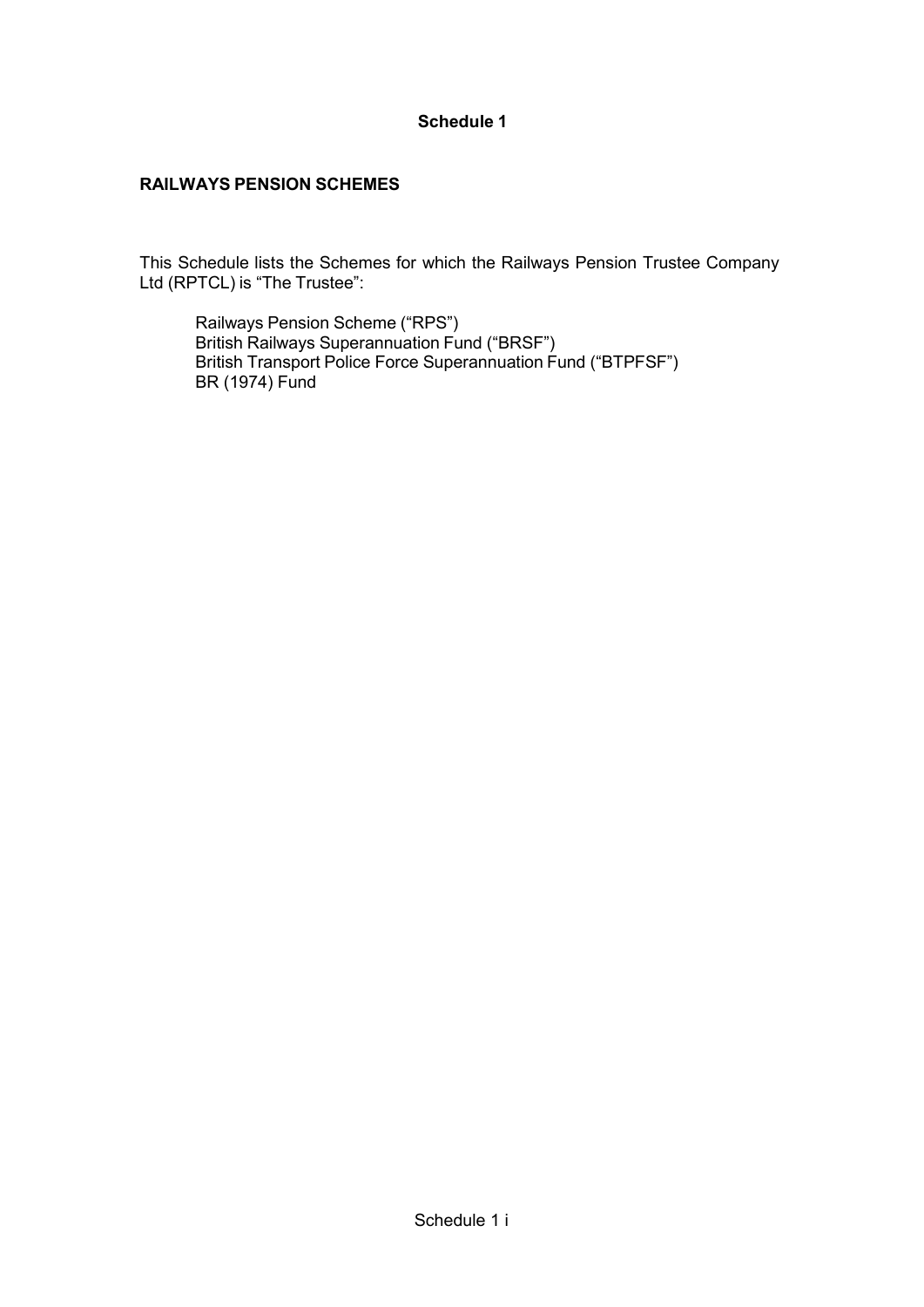# Schedule 1

## RAILWAYS PENSION SCHEMES

This Schedule lists the Schemes for which the Railways Pension Trustee Company Ltd (RPTCL) is "The Trustee":

Railways Pension Scheme ("RPS")
British Railways Superannuation Fund ("BRSF")
British Transport Police Force Superannuation Fund ("BTPFSF")
BR (1974) Fund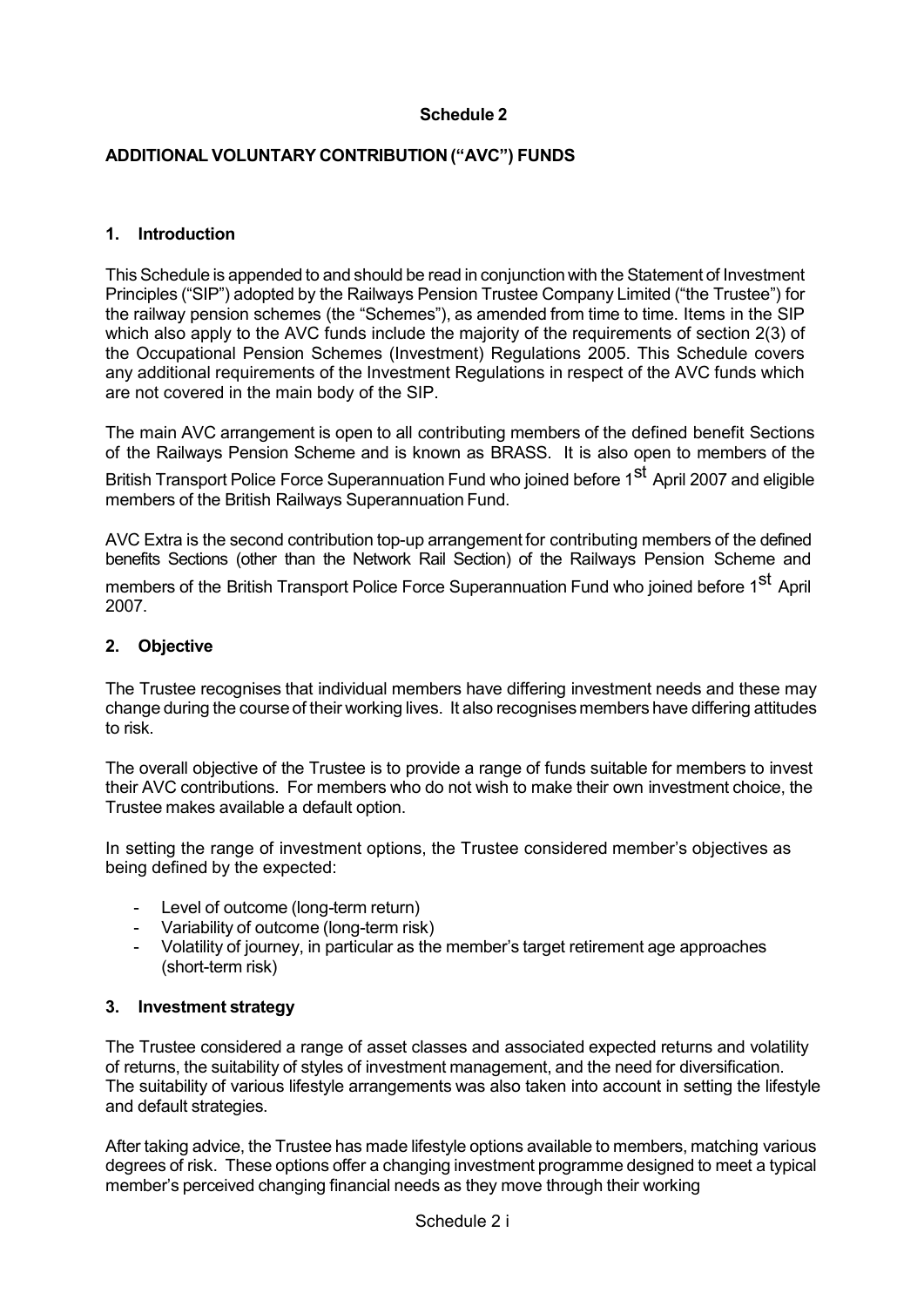**Schedule 2**

## ADDITIONAL VOLUNTARY CONTRIBUTION ("AVC") FUNDS

### 1. Introduction

This Schedule is appended to and should be read in conjunction with the Statement of Investment Principles ("SIP") adopted by the Railways Pension Trustee Company Limited ("the Trustee") for the railway pension schemes (the "Schemes"), as amended from time to time. Items in the SIP which also apply to the AVC funds include the majority of the requirements of section 2(3) of the Occupational Pension Schemes (Investment) Regulations 2005. This Schedule covers any additional requirements of the Investment Regulations in respect of the AVC funds which are not covered in the main body of the SIP.

The main AVC arrangement is open to all contributing members of the defined benefit Sections of the Railways Pension Scheme and is known as BRASS. It is also open to members of the British Transport Police Force Superannuation Fund who joined before 1st April 2007 and eligible members of the British Railways Superannuation Fund.

AVC Extra is the second contribution top-up arrangement for contributing members of the defined benefits Sections (other than the Network Rail Section) of the Railways Pension Scheme and members of the British Transport Police Force Superannuation Fund who joined before 1st April 2007.

### 2. Objective

The Trustee recognises that individual members have differing investment needs and these may change during the course of their working lives. It also recognises members have differing attitudes to risk.

The overall objective of the Trustee is to provide a range of funds suitable for members to invest their AVC contributions. For members who do not wish to make their own investment choice, the Trustee makes available a default option.

In setting the range of investment options, the Trustee considered member's objectives as being defined by the expected:

- Level of outcome (long-term return)
- Variability of outcome (long-term risk)
- Volatility of journey, in particular as the member's target retirement age approaches (short-term risk)

### 3. Investment strategy

The Trustee considered a range of asset classes and associated expected returns and volatility of returns, the suitability of styles of investment management, and the need for diversification. The suitability of various lifestyle arrangements was also taken into account in setting the lifestyle and default strategies.

After taking advice, the Trustee has made lifestyle options available to members, matching various degrees of risk. These options offer a changing investment programme designed to meet a typical member's perceived changing financial needs as they move through their working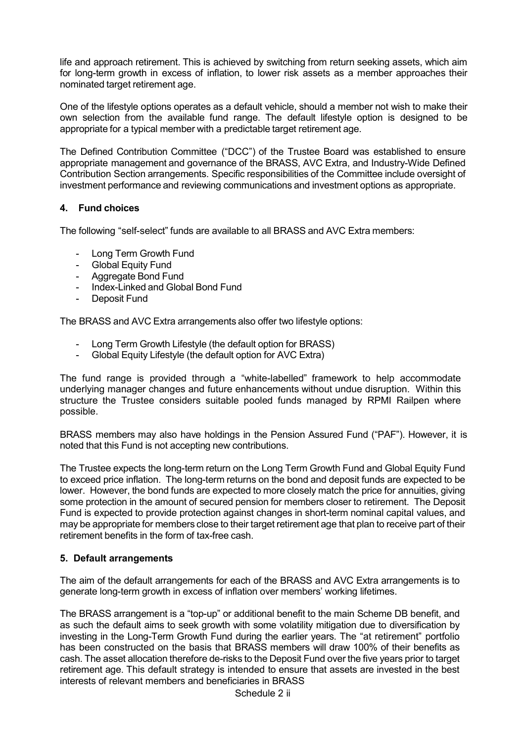life and approach retirement. This is achieved by switching from return seeking assets, which aim for long-term growth in excess of inflation, to lower risk assets as a member approaches their nominated target retirement age.

One of the lifestyle options operates as a default vehicle, should a member not wish to make their own selection from the available fund range. The default lifestyle option is designed to be appropriate for a typical member with a predictable target retirement age.

The Defined Contribution Committee ("DCC") of the Trustee Board was established to ensure appropriate management and governance of the BRASS, AVC Extra, and Industry-Wide Defined Contribution Section arrangements. Specific responsibilities of the Committee include oversight of investment performance and reviewing communications and investment options as appropriate.

## 4. Fund choices

The following "self-select" funds are available to all BRASS and AVC Extra members:

- Long Term Growth Fund
- Global Equity Fund
- Aggregate Bond Fund
- Index-Linked and Global Bond Fund
- Deposit Fund

The BRASS and AVC Extra arrangements also offer two lifestyle options:

- Long Term Growth Lifestyle (the default option for BRASS)
- Global Equity Lifestyle (the default option for AVC Extra)

The fund range is provided through a "white-labelled" framework to help accommodate underlying manager changes and future enhancements without undue disruption. Within this structure the Trustee considers suitable pooled funds managed by RPMI Railpen where possible.

BRASS members may also have holdings in the Pension Assured Fund ("PAF"). However, it is noted that this Fund is not accepting new contributions.

The Trustee expects the long-term return on the Long Term Growth Fund and Global Equity Fund to exceed price inflation. The long-term returns on the bond and deposit funds are expected to be lower. However, the bond funds are expected to more closely match the price for annuities, giving some protection in the amount of secured pension for members closer to retirement. The Deposit Fund is expected to provide protection against changes in short-term nominal capital values, and may be appropriate for members close to their target retirement age that plan to receive part of their retirement benefits in the form of tax-free cash.

## 5. Default arrangements

The aim of the default arrangements for each of the BRASS and AVC Extra arrangements is to generate long-term growth in excess of inflation over members' working lifetimes.

The BRASS arrangement is a "top-up" or additional benefit to the main Scheme DB benefit, and as such the default aims to seek growth with some volatility mitigation due to diversification by investing in the Long-Term Growth Fund during the earlier years. The "at retirement" portfolio has been constructed on the basis that BRASS members will draw 100% of their benefits as cash. The asset allocation therefore de-risks to the Deposit Fund over the five years prior to target retirement age. This default strategy is intended to ensure that assets are invested in the best interests of relevant members and beneficiaries in BRASS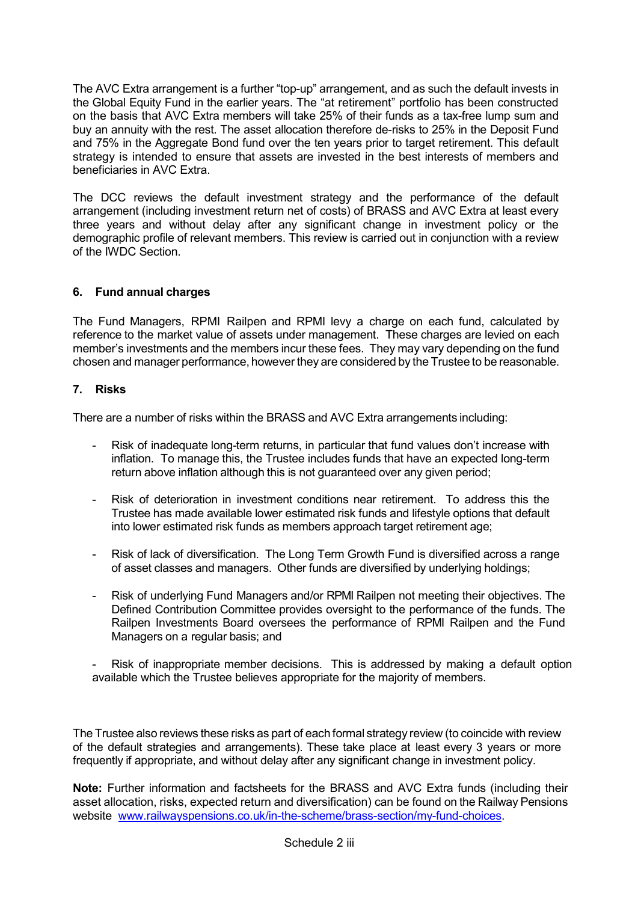The AVC Extra arrangement is a further "top-up" arrangement, and as such the default invests in the Global Equity Fund in the earlier years. The "at retirement" portfolio has been constructed on the basis that AVC Extra members will take 25% of their funds as a tax-free lump sum and buy an annuity with the rest. The asset allocation therefore de-risks to 25% in the Deposit Fund and 75% in the Aggregate Bond fund over the ten years prior to target retirement. This default strategy is intended to ensure that assets are invested in the best interests of members and beneficiaries in AVC Extra.

The DCC reviews the default investment strategy and the performance of the default arrangement (including investment return net of costs) of BRASS and AVC Extra at least every three years and without delay after any significant change in investment policy or the demographic profile of relevant members. This review is carried out in conjunction with a review of the IWDC Section.

### 6. Fund annual charges

The Fund Managers, RPMI Railpen and RPMI levy a charge on each fund, calculated by reference to the market value of assets under management. These charges are levied on each member's investments and the members incur these fees. They may vary depending on the fund chosen and manager performance, however they are considered by the Trustee to be reasonable.

### 7. Risks

There are a number of risks within the BRASS and AVC Extra arrangements including:

- Risk of inadequate long-term returns, in particular that fund values don't increase with inflation. To manage this, the Trustee includes funds that have an expected long-term return above inflation although this is not guaranteed over any given period;

- Risk of deterioration in investment conditions near retirement. To address this the Trustee has made available lower estimated risk funds and lifestyle options that default into lower estimated risk funds as members approach target retirement age;

- Risk of lack of diversification. The Long Term Growth Fund is diversified across a range of asset classes and managers. Other funds are diversified by underlying holdings;

- Risk of underlying Fund Managers and/or RPMI Railpen not meeting their objectives. The Defined Contribution Committee provides oversight to the performance of the funds. The Railpen Investments Board oversees the performance of RPMI Railpen and the Fund Managers on a regular basis; and

- Risk of inappropriate member decisions. This is addressed by making a default option available which the Trustee believes appropriate for the majority of members.

The Trustee also reviews these risks as part of each formal strategy review (to coincide with review of the default strategies and arrangements). These take place at least every 3 years or more frequently if appropriate, and without delay after any significant change in investment policy.

**Note:** Further information and factsheets for the BRASS and AVC Extra funds (including their asset allocation, risks, expected return and diversification) can be found on the Railway Pensions website [www.railwayspensions.co.uk/in-the-scheme/brass-section/my-fund-choices](www.railwayspensions.co.uk/in-the-scheme/brass-section/my-fund-choices).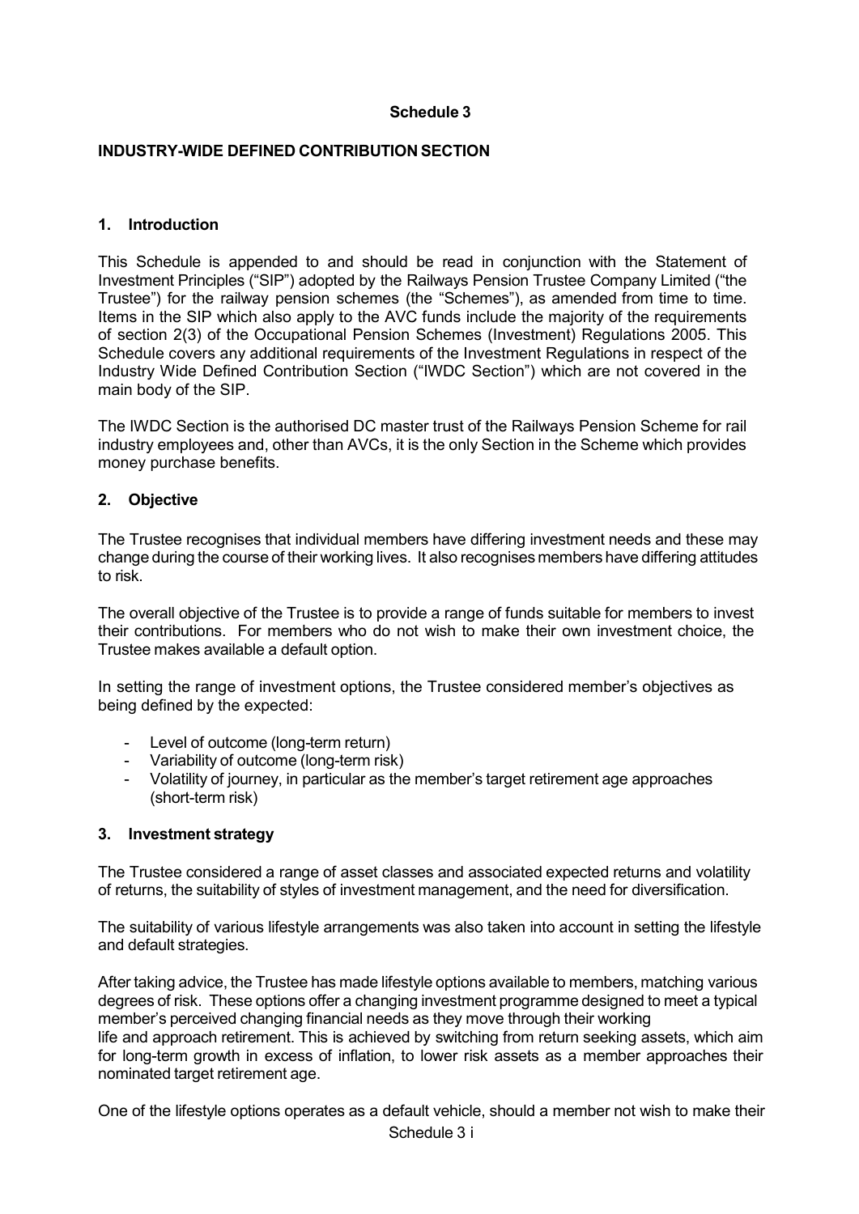## Schedule 3

### INDUSTRY-WIDE DEFINED CONTRIBUTION SECTION

#### 1. Introduction

This Schedule is appended to and should be read in conjunction with the Statement of Investment Principles ("SIP") adopted by the Railways Pension Trustee Company Limited ("the Trustee") for the railway pension schemes (the "Schemes"), as amended from time to time. Items in the SIP which also apply to the AVC funds include the majority of the requirements of section 2(3) of the Occupational Pension Schemes (Investment) Regulations 2005. This Schedule covers any additional requirements of the Investment Regulations in respect of the Industry Wide Defined Contribution Section ("IWDC Section") which are not covered in the main body of the SIP.

The IWDC Section is the authorised DC master trust of the Railways Pension Scheme for rail industry employees and, other than AVCs, it is the only Section in the Scheme which provides money purchase benefits.

#### 2. Objective

The Trustee recognises that individual members have differing investment needs and these may change during the course of their working lives. It also recognises members have differing attitudes to risk.

The overall objective of the Trustee is to provide a range of funds suitable for members to invest their contributions. For members who do not wish to make their own investment choice, the Trustee makes available a default option.

In setting the range of investment options, the Trustee considered member's objectives as being defined by the expected:

- Level of outcome (long-term return)
- Variability of outcome (long-term risk)
- Volatility of journey, in particular as the member's target retirement age approaches (short-term risk)

#### 3. Investment strategy

The Trustee considered a range of asset classes and associated expected returns and volatility of returns, the suitability of styles of investment management, and the need for diversification.

The suitability of various lifestyle arrangements was also taken into account in setting the lifestyle and default strategies.

After taking advice, the Trustee has made lifestyle options available to members, matching various degrees of risk. These options offer a changing investment programme designed to meet a typical member's perceived changing financial needs as they move through their working life and approach retirement. This is achieved by switching from return seeking assets, which aim for long-term growth in excess of inflation, to lower risk assets as a member approaches their nominated target retirement age.

One of the lifestyle options operates as a default vehicle, should a member not wish to make their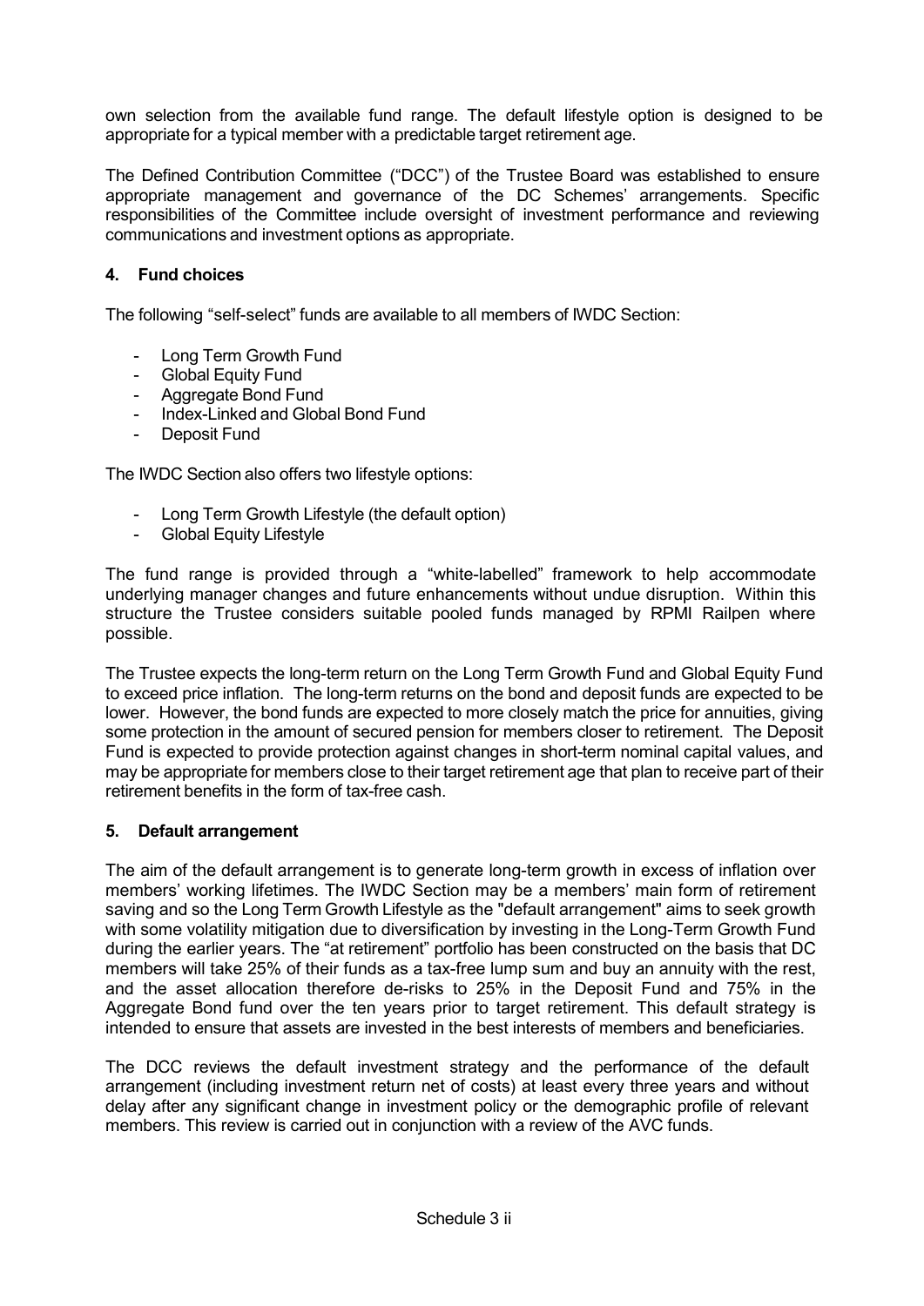own selection from the available fund range. The default lifestyle option is designed to be appropriate for a typical member with a predictable target retirement age.

The Defined Contribution Committee ("DCC") of the Trustee Board was established to ensure appropriate management and governance of the DC Schemes' arrangements. Specific responsibilities of the Committee include oversight of investment performance and reviewing communications and investment options as appropriate.

## 4. Fund choices

The following "self-select" funds are available to all members of IWDC Section:

- Long Term Growth Fund
- Global Equity Fund
- Aggregate Bond Fund
- Index-Linked and Global Bond Fund
- Deposit Fund

The IWDC Section also offers two lifestyle options:

- Long Term Growth Lifestyle (the default option)
- Global Equity Lifestyle

The fund range is provided through a "white-labelled" framework to help accommodate underlying manager changes and future enhancements without undue disruption. Within this structure the Trustee considers suitable pooled funds managed by RPMI Railpen where possible.

The Trustee expects the long-term return on the Long Term Growth Fund and Global Equity Fund to exceed price inflation. The long-term returns on the bond and deposit funds are expected to be lower. However, the bond funds are expected to more closely match the price for annuities, giving some protection in the amount of secured pension for members closer to retirement. The Deposit Fund is expected to provide protection against changes in short-term nominal capital values, and may be appropriate for members close to their target retirement age that plan to receive part of their retirement benefits in the form of tax-free cash.

## 5. Default arrangement

The aim of the default arrangement is to generate long-term growth in excess of inflation over members' working lifetimes. The IWDC Section may be a members' main form of retirement saving and so the Long Term Growth Lifestyle as the "default arrangement" aims to seek growth with some volatility mitigation due to diversification by investing in the Long-Term Growth Fund during the earlier years. The "at retirement" portfolio has been constructed on the basis that DC members will take 25% of their funds as a tax-free lump sum and buy an annuity with the rest, and the asset allocation therefore de-risks to 25% in the Deposit Fund and 75% in the Aggregate Bond fund over the ten years prior to target retirement. This default strategy is intended to ensure that assets are invested in the best interests of members and beneficiaries.

The DCC reviews the default investment strategy and the performance of the default arrangement (including investment return net of costs) at least every three years and without delay after any significant change in investment policy or the demographic profile of relevant members. This review is carried out in conjunction with a review of the AVC funds.

Schedule 3 ii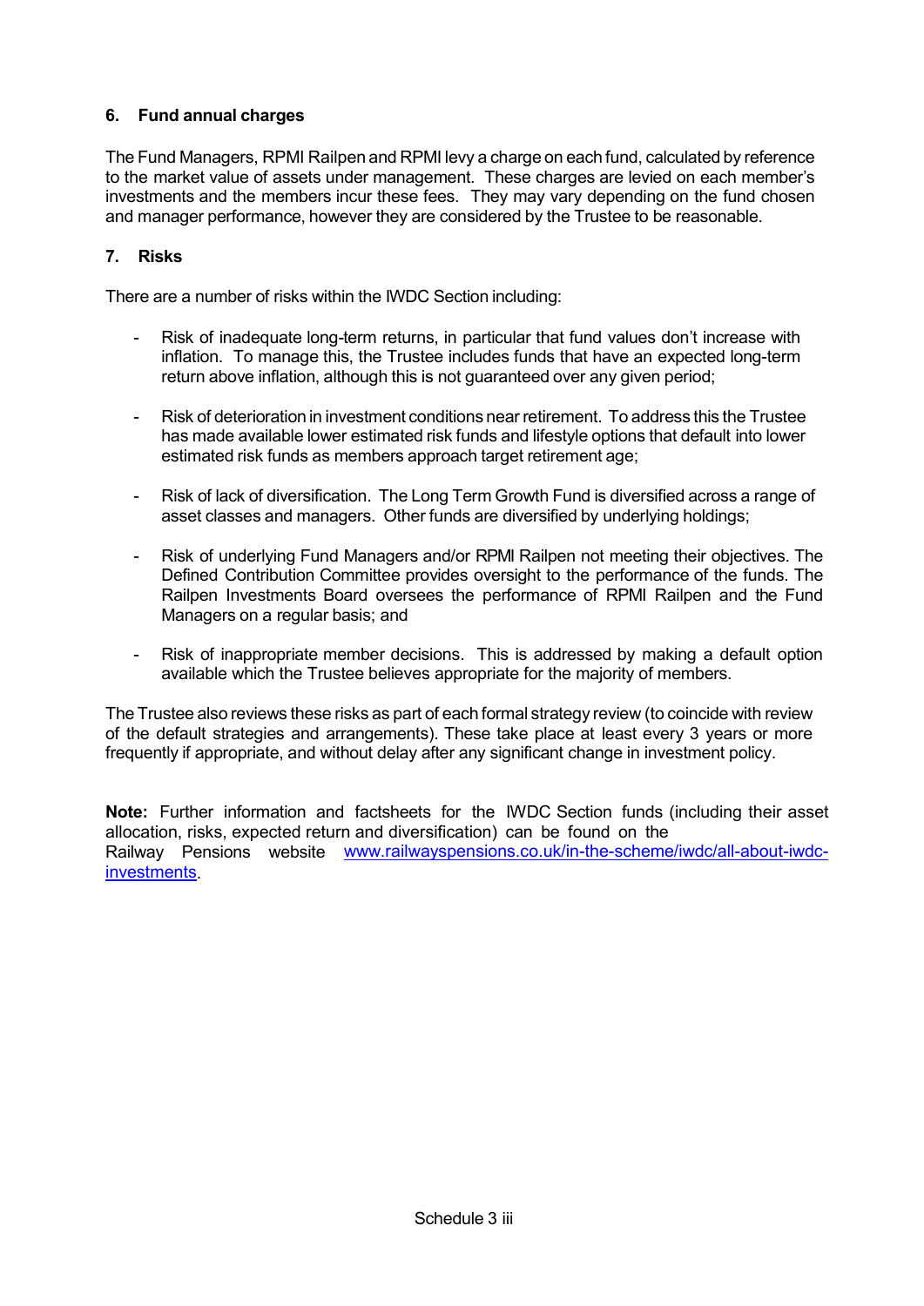## 6. Fund annual charges

The Fund Managers, RPMI Railpen and RPMI levy a charge on each fund, calculated by reference to the market value of assets under management. These charges are levied on each member's investments and the members incur these fees. They may vary depending on the fund chosen and manager performance, however they are considered by the Trustee to be reasonable.

## 7. Risks

There are a number of risks within the IWDC Section including:

- Risk of inadequate long-term returns, in particular that fund values don't increase with inflation. To manage this, the Trustee includes funds that have an expected long-term return above inflation, although this is not guaranteed over any given period;

- Risk of deterioration in investment conditions near retirement. To address this the Trustee has made available lower estimated risk funds and lifestyle options that default into lower estimated risk funds as members approach target retirement age;

- Risk of lack of diversification. The Long Term Growth Fund is diversified across a range of asset classes and managers. Other funds are diversified by underlying holdings;

- Risk of underlying Fund Managers and/or RPMI Railpen not meeting their objectives. The Defined Contribution Committee provides oversight to the performance of the funds. The Railpen Investments Board oversees the performance of RPMI Railpen and the Fund Managers on a regular basis; and

- Risk of inappropriate member decisions. This is addressed by making a default option available which the Trustee believes appropriate for the majority of members.

The Trustee also reviews these risks as part of each formal strategy review (to coincide with review of the default strategies and arrangements). These take place at least every 3 years or more frequently if appropriate, and without delay after any significant change in investment policy.

**Note:** Further information and factsheets for the IWDC Section funds (including their asset allocation, risks, expected return and diversification) can be found on the Railway Pensions website [www.railwaypensions.co.uk/in-the-scheme/iwdc/all-about-iwdc-investments](www.railwaypensions.co.uk/in-the-scheme/iwdc/all-about-iwdc-investments).